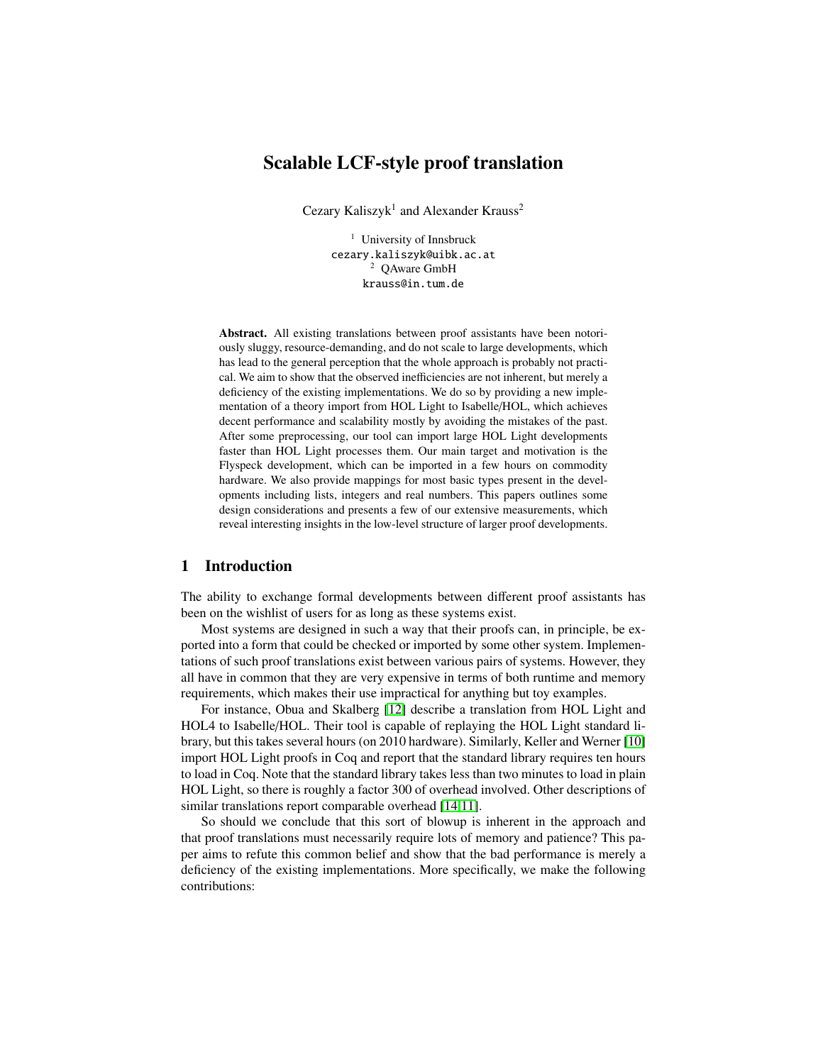# Scalable LCF-style proof translation

Cezary Kaliszyk[1] and Alexander Krauss[2]

[1] University of Innsbruck
cezary.kaliszyk@uibk.ac.at
[2] QAware GmbH
krauss@in.tum.de

**Abstract.** All existing translations between proof assistants have been notoriously sluggy, resource-demanding, and do not scale to large developments, which has lead to the general perception that the whole approach is probably not practical. We aim to show that the observed inefficiencies are not inherent, but merely a deficiency of the existing implementations. We do so by providing a new implementation of a theory import from HOL Light to Isabelle/HOL, which achieves decent performance and scalability mostly by avoiding the mistakes of the past. After some preprocessing, our tool can import large HOL Light developments faster than HOL Light processes them. Our main target and motivation is the Flyspeck development, which can be imported in a few hours on commodity hardware. We also provide mappings for most basic types present in the developments including lists, integers and real numbers. This papers outlines some design considerations and presents a few of our extensive measurements, which reveal interesting insights in the low-level structure of larger proof developments.

## 1 Introduction

The ability to exchange formal developments between different proof assistants has been on the wishlist of users for as long as these systems exist.

Most systems are designed in such a way that their proofs can, in principle, be exported into a form that could be checked or imported by some other system. Implementations of such proof translations exist between various pairs of systems. However, they all have in common that they are very expensive in terms of both runtime and memory requirements, which makes their use impractical for anything but toy examples.

For instance, Obua and Skalberg [12] describe a translation from HOL Light and HOL4 to Isabelle/HOL. Their tool is capable of replaying the HOL Light standard library, but this takes several hours (on 2010 hardware). Similarly, Keller and Werner [10] import HOL Light proofs in Coq and report that the standard library requires ten hours to load in Coq. Note that the standard library takes less than two minutes to load in plain HOL Light, so there is roughly a factor 300 of overhead involved. Other descriptions of similar translations report comparable overhead [14,11].

So should we conclude that this sort of blowup is inherent in the approach and that proof translations must necessarily require lots of memory and patience? This paper aims to refute this common belief and show that the bad performance is merely a deficiency of the existing implementations. More specifically, we make the following contributions: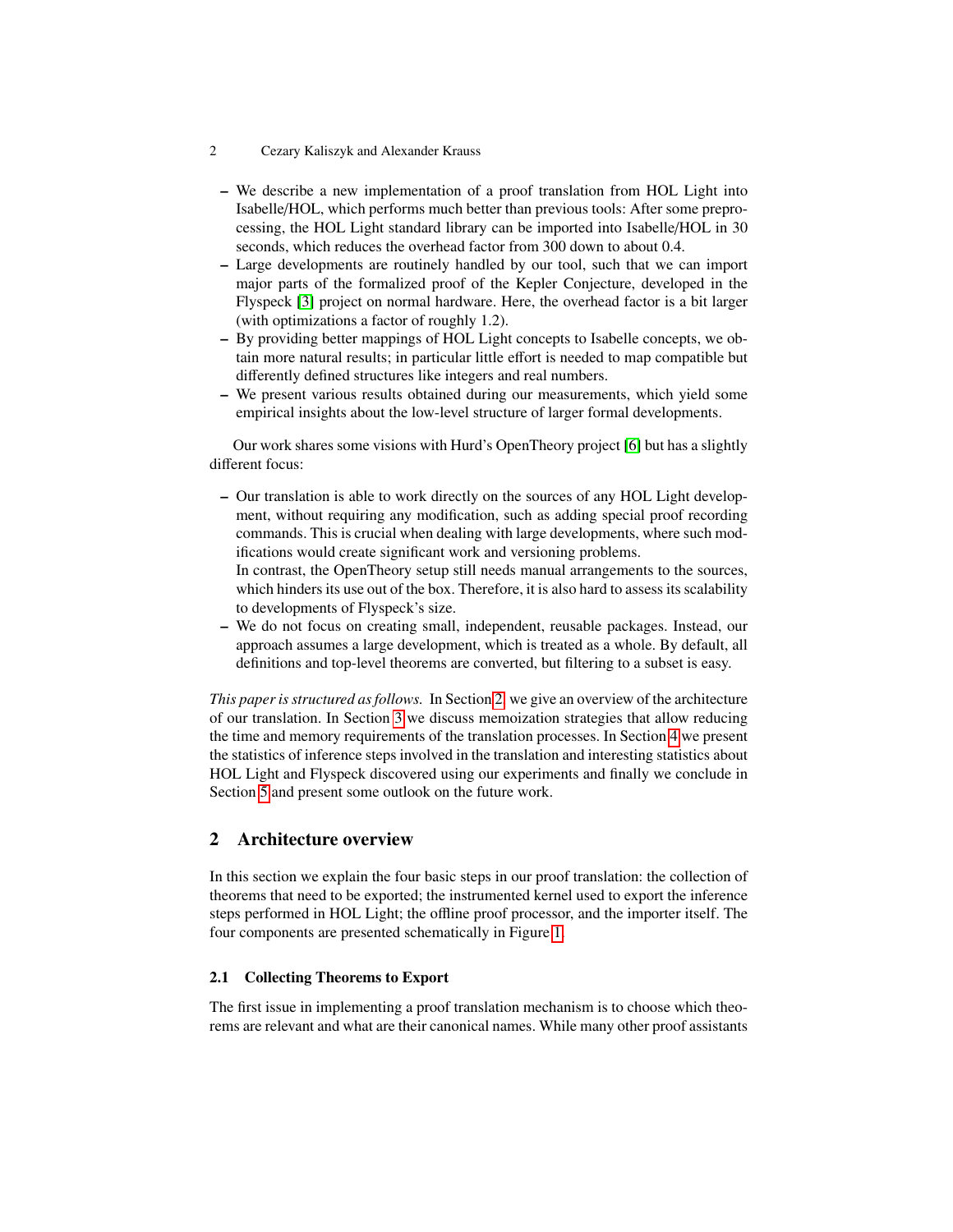- We describe a new implementation of a proof translation from HOL Light into Isabelle/HOL, which performs much better than previous tools: After some preprocessing, the HOL Light standard library can be imported into Isabelle/HOL in 30 seconds, which reduces the overhead factor from 300 down to about 0.4.
- Large developments are routinely handled by our tool, such that we can import major parts of the formalized proof of the Kepler Conjecture, developed in the Flyspeck [3] project on normal hardware. Here, the overhead factor is a bit larger (with optimizations a factor of roughly 1.2).
- By providing better mappings of HOL Light concepts to Isabelle concepts, we obtain more natural results; in particular little effort is needed to map compatible but differently defined structures like integers and real numbers.
- We present various results obtained during our measurements, which yield some empirical insights about the low-level structure of larger formal developments.

Our work shares some visions with Hurd's OpenTheory project [6] but has a slightly different focus:

- Our translation is able to work directly on the sources of any HOL Light development, without requiring any modification, such as adding special proof recording commands. This is crucial when dealing with large developments, where such modifications would create significant work and versioning problems.
  In contrast, the OpenTheory setup still needs manual arrangements to the sources, which hinders its use out of the box. Therefore, it is also hard to assess its scalability to developments of Flyspeck's size.
- We do not focus on creating small, independent, reusable packages. Instead, our approach assumes a large development, which is treated as a whole. By default, all definitions and top-level theorems are converted, but filtering to a subset is easy.

*This paper is structured as follows.* In Section 2, we give an overview of the architecture of our translation. In Section 3 we discuss memoization strategies that allow reducing the time and memory requirements of the translation processes. In Section 4 we present the statistics of inference steps involved in the translation and interesting statistics about HOL Light and Flyspeck discovered using our experiments and finally we conclude in Section 5 and present some outlook on the future work.

## 2 Architecture overview

In this section we explain the four basic steps in our proof translation: the collection of theorems that need to be exported; the instrumented kernel used to export the inference steps performed in HOL Light; the offline proof processor, and the importer itself. The four components are presented schematically in Figure 1.

### 2.1 Collecting Theorems to Export

The first issue in implementing a proof translation mechanism is to choose which theorems are relevant and what are their canonical names. While many other proof assistants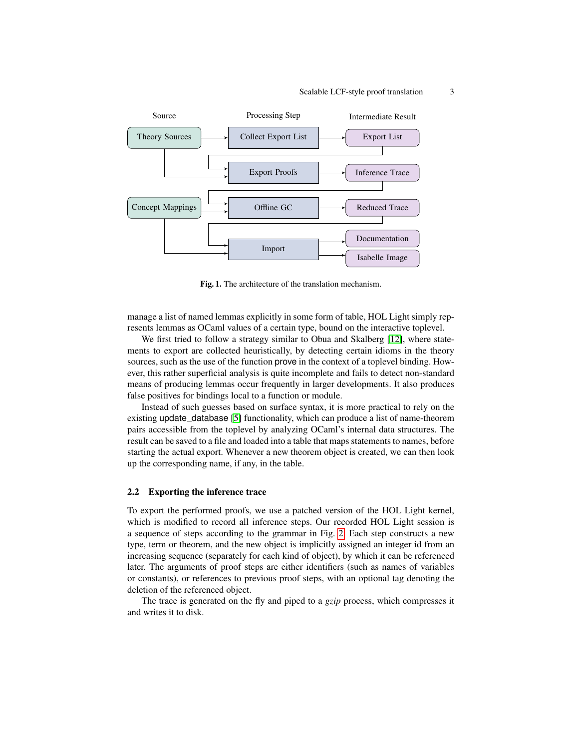Source

Theory Sources

Concept Mappings

Processing Step

Collect Export List

Export Proofs

Offline GC

Import

Intermediate Result

Export List

Inference Trace

Reduced Trace

Documentation

Isabelle Image

**Fig. 1.** The architecture of the translation mechanism.

manage a list of named lemmas explicitly in some form of table, HOL Light simply represents lemmas as OCaml values of a certain type, bound on the interactive toplevel.

We first tried to follow a strategy similar to Obua and Skalberg [12], where statements to export are collected heuristically, by detecting certain idioms in the theory sources, such as the use of the function prove in the context of a toplevel binding. However, this rather superficial analysis is quite incomplete and fails to detect non-standard means of producing lemmas occur frequently in larger developments. It also produces false positives for bindings local to a function or module.

Instead of such guesses based on surface syntax, it is more practical to rely on the existing update_database [5] functionality, which can produce a list of name-theorem pairs accessible from the toplevel by analyzing OCaml's internal data structures. The result can be saved to a file and loaded into a table that maps statements to names, before starting the actual export. Whenever a new theorem object is created, we can then look up the corresponding name, if any, in the table.

### 2.2 Exporting the inference trace

To export the performed proofs, we use a patched version of the HOL Light kernel, which is modified to record all inference steps. Our recorded HOL Light session is a sequence of steps according to the grammar in Fig. 2. Each step constructs a new type, term or theorem, and the new object is implicitly assigned an integer id from an increasing sequence (separately for each kind of object), by which it can be referenced later. The arguments of proof steps are either identifiers (such as names of variables or constants), or references to previous proof steps, with an optional tag denoting the deletion of the referenced object.

The trace is generated on the fly and piped to a *gzip* process, which compresses it and writes it to disk.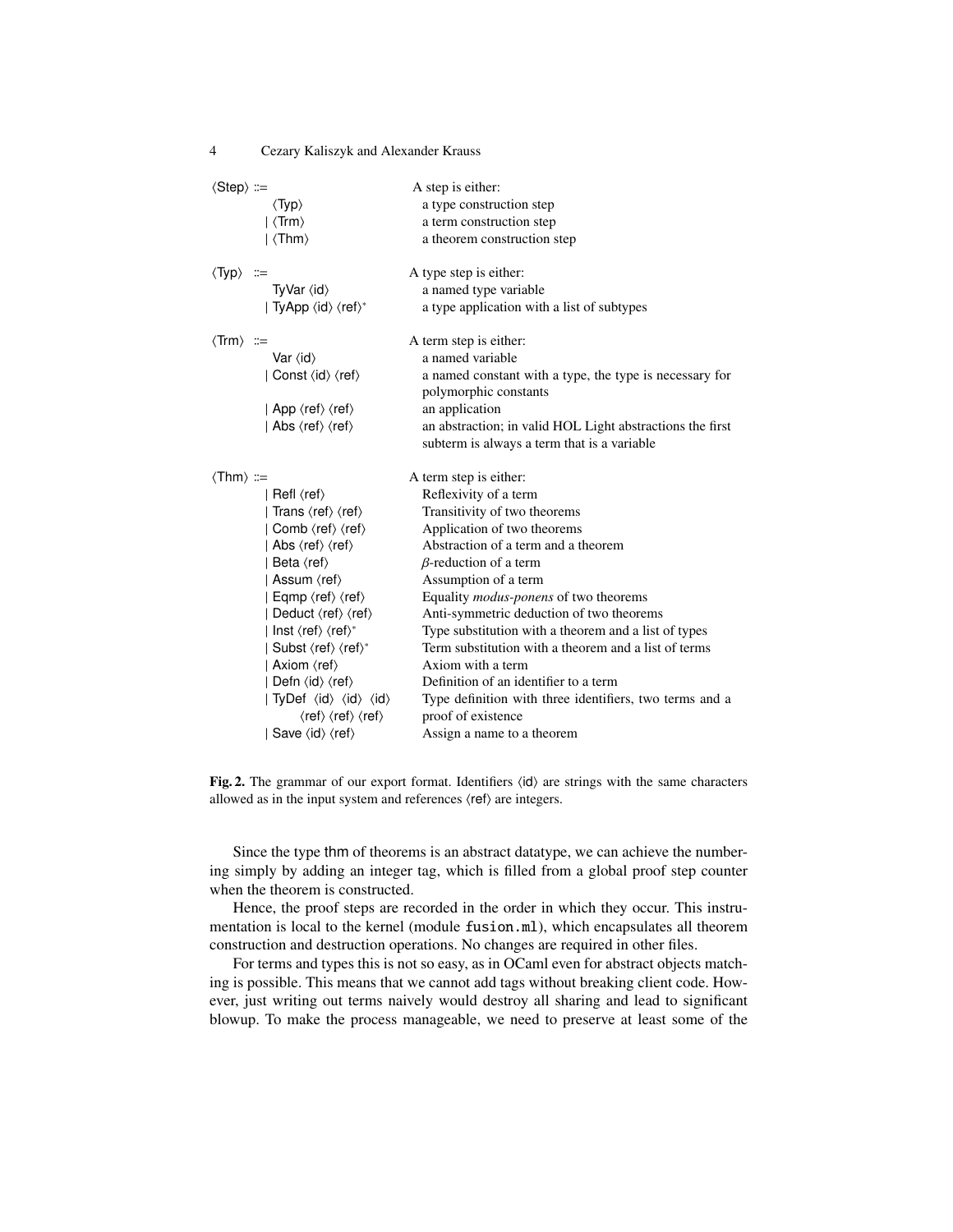```
⟨Step⟩ ::=                          A step is either:
        ⟨Typ⟩                         a type construction step
      | ⟨Trm⟩                         a term construction step
      | ⟨Thm⟩                         a theorem construction step

⟨Typ⟩ ::=                           A type step is either:
        TyVar ⟨id⟩                    a named type variable
      | TyApp ⟨id⟩ ⟨ref⟩*             a type application with a list of subtypes

⟨Trm⟩ ::=                           A term step is either:
        Var ⟨id⟩                      a named variable
      | Const ⟨id⟩ ⟨ref⟩              a named constant with a type, the type is necessary for
                                      polymorphic constants
      | App ⟨ref⟩ ⟨ref⟩               an application
      | Abs ⟨ref⟩ ⟨ref⟩               an abstraction; in valid HOL Light abstractions the first
                                      subterm is always a term that is a variable

⟨Thm⟩ ::=                           A term step is either:
      | Refl ⟨ref⟩                    Reflexivity of a term
      | Trans ⟨ref⟩ ⟨ref⟩             Transitivity of two theorems
      | Comb ⟨ref⟩ ⟨ref⟩              Application of two theorems
      | Abs ⟨ref⟩ ⟨ref⟩               Abstraction of a term and a theorem
      | Beta ⟨ref⟩                    β-reduction of a term
      | Assum ⟨ref⟩                   Assumption of a term
      | Eqmp ⟨ref⟩ ⟨ref⟩              Equality modus-ponens of two theorems
      | Deduct ⟨ref⟩ ⟨ref⟩            Anti-symmetric deduction of two theorems
      | Inst ⟨ref⟩ ⟨ref⟩*             Type substitution with a theorem and a list of types
      | Subst ⟨ref⟩ ⟨ref⟩*            Term substitution with a theorem and a list of terms
      | Axiom ⟨ref⟩                   Axiom with a term
      | Defn ⟨id⟩ ⟨ref⟩               Definition of an identifier to a term
      | TyDef ⟨id⟩ ⟨id⟩ ⟨id⟩          Type definition with three identifiers, two terms and a
              ⟨ref⟩ ⟨ref⟩ ⟨ref⟩       proof of existence
      | Save ⟨id⟩ ⟨ref⟩               Assign a name to a theorem
```

**Fig. 2.** The grammar of our export format. Identifiers ⟨id⟩ are strings with the same characters allowed as in the input system and references ⟨ref⟩ are integers.

Since the type thm of theorems is an abstract datatype, we can achieve the numbering simply by adding an integer tag, which is filled from a global proof step counter when the theorem is constructed.

Hence, the proof steps are recorded in the order in which they occur. This instrumentation is local to the kernel (module `fusion.ml`), which encapsulates all theorem construction and destruction operations. No changes are required in other files.

For terms and types this is not so easy, as in OCaml even for abstract objects matching is possible. This means that we cannot add tags without breaking client code. However, just writing out terms naively would destroy all sharing and lead to significant blowup. To make the process manageable, we need to preserve at least some of the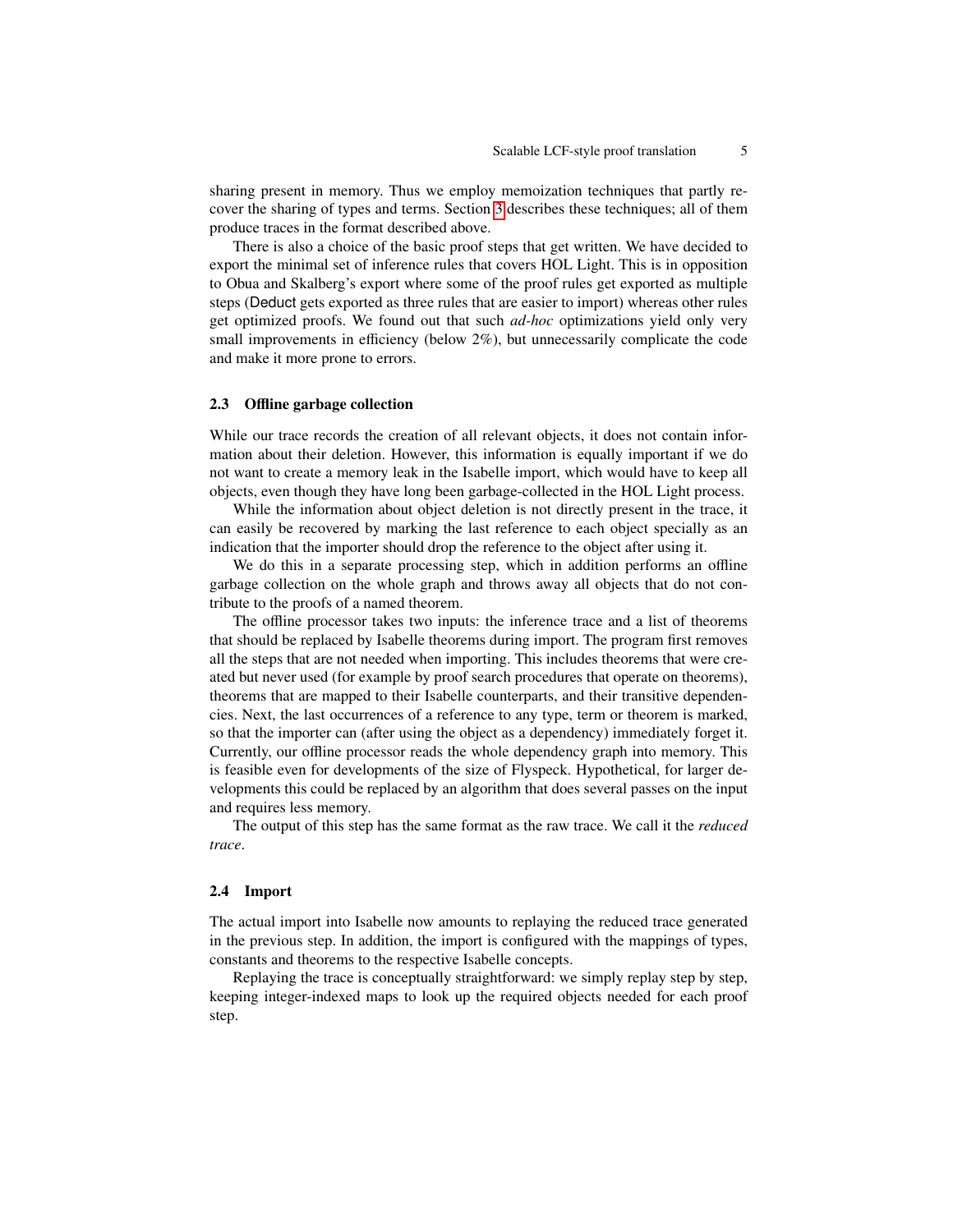sharing present in memory. Thus we employ memoization techniques that partly recover the sharing of types and terms. Section 3 describes these techniques; all of them produce traces in the format described above.

There is also a choice of the basic proof steps that get written. We have decided to export the minimal set of inference rules that covers HOL Light. This is in opposition to Obua and Skalberg's export where some of the proof rules get exported as multiple steps (Deduct gets exported as three rules that are easier to import) whereas other rules get optimized proofs. We found out that such *ad-hoc* optimizations yield only very small improvements in efficiency (below 2%), but unnecessarily complicate the code and make it more prone to errors.

### 2.3 Offline garbage collection

While our trace records the creation of all relevant objects, it does not contain information about their deletion. However, this information is equally important if we do not want to create a memory leak in the Isabelle import, which would have to keep all objects, even though they have long been garbage-collected in the HOL Light process.

While the information about object deletion is not directly present in the trace, it can easily be recovered by marking the last reference to each object specially as an indication that the importer should drop the reference to the object after using it.

We do this in a separate processing step, which in addition performs an offline garbage collection on the whole graph and throws away all objects that do not contribute to the proofs of a named theorem.

The offline processor takes two inputs: the inference trace and a list of theorems that should be replaced by Isabelle theorems during import. The program first removes all the steps that are not needed when importing. This includes theorems that were created but never used (for example by proof search procedures that operate on theorems), theorems that are mapped to their Isabelle counterparts, and their transitive dependencies. Next, the last occurrences of a reference to any type, term or theorem is marked, so that the importer can (after using the object as a dependency) immediately forget it. Currently, our offline processor reads the whole dependency graph into memory. This is feasible even for developments of the size of Flyspeck. Hypothetical, for larger developments this could be replaced by an algorithm that does several passes on the input and requires less memory.

The output of this step has the same format as the raw trace. We call it the *reduced trace*.

### 2.4 Import

The actual import into Isabelle now amounts to replaying the reduced trace generated in the previous step. In addition, the import is configured with the mappings of types, constants and theorems to the respective Isabelle concepts.

Replaying the trace is conceptually straightforward: we simply replay step by step, keeping integer-indexed maps to look up the required objects needed for each proof step.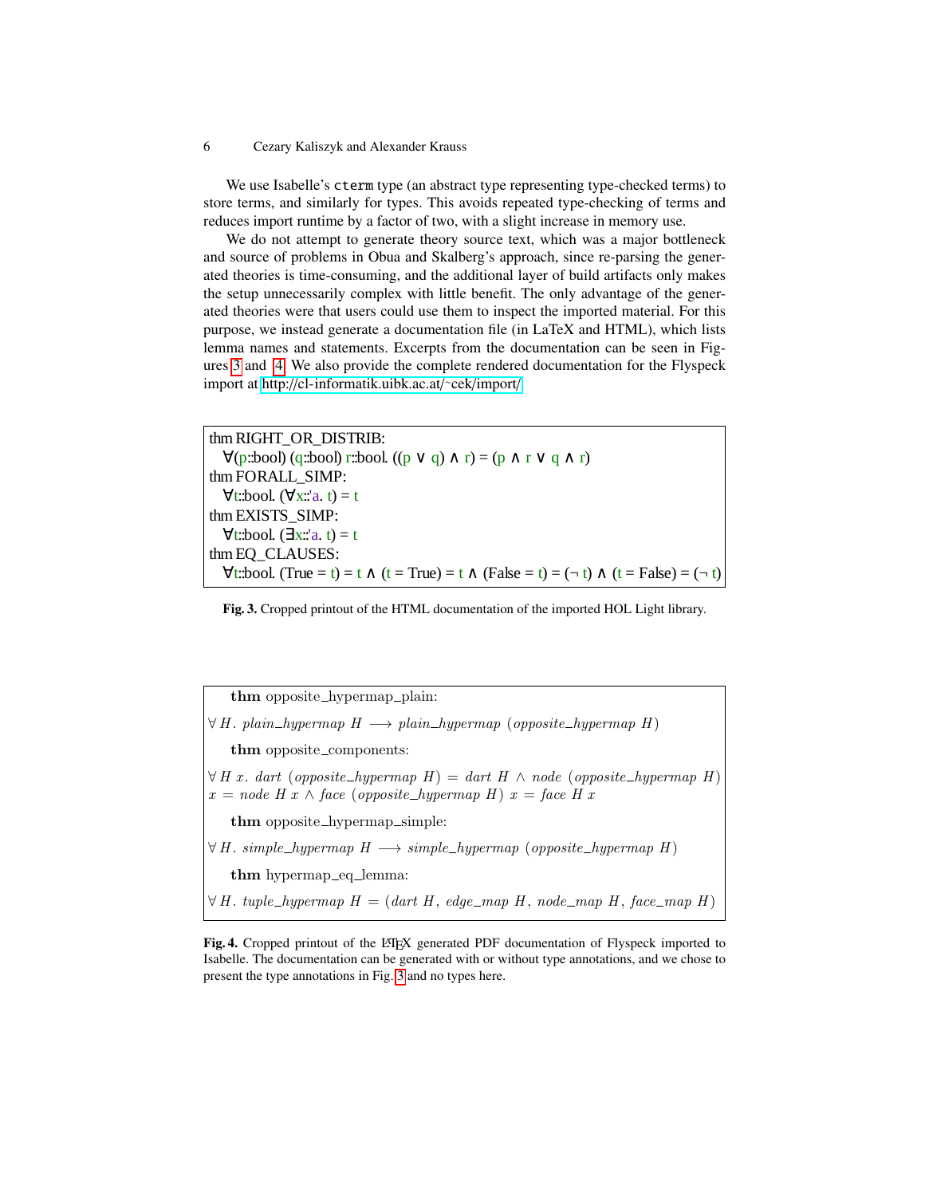We use Isabelle's `cterm` type (an abstract type representing type-checked terms) to store terms, and similarly for types. This avoids repeated type-checking of terms and reduces import runtime by a factor of two, with a slight increase in memory use.

We do not attempt to generate theory source text, which was a major bottleneck and source of problems in Obua and Skalberg's approach, since re-parsing the generated theories is time-consuming, and the additional layer of build artifacts only makes the setup unnecessarily complex with little benefit. The only advantage of the generated theories were that users could use them to inspect the imported material. For this purpose, we instead generate a documentation file (in LaTeX and HTML), which lists lemma names and statements. Excerpts from the documentation can be seen in Figures 3 and 4. We also provide the complete rendered documentation for the Flyspeck import at http://cl-informatik.uibk.ac.at/~cek/import/.

```
thm RIGHT_OR_DISTRIB:
  ∀(p::bool) (q::bool) r::bool. ((p ∨ q) ∧ r) = (p ∧ r ∨ q ∧ r)
thm FORALL_SIMP:
  ∀t::bool. (∀x::'a. t) = t
thm EXISTS_SIMP:
  ∀t::bool. (∃x::'a. t) = t
thm EQ_CLAUSES:
  ∀t::bool. (True = t) = t ∧ (t = True) = t ∧ (False = t) = (¬ t) ∧ (t = False) = (¬ t)
```

**Fig. 3.** Cropped printout of the HTML documentation of the imported HOL Light library.

**thm** opposite_hypermap_plain:

$\forall\, H.\ plain\_hypermap\ H \longrightarrow plain\_hypermap\ (opposite\_hypermap\ H)$

**thm** opposite_components:

$\forall\, H\ x.\ dart\ (opposite\_hypermap\ H) = dart\ H \wedge node\ (opposite\_hypermap\ H)$
$x = node\ H\ x \wedge face\ (opposite\_hypermap\ H)\ x = face\ H\ x$

**thm** opposite_hypermap_simple:

$\forall\, H.\ simple\_hypermap\ H \longrightarrow simple\_hypermap\ (opposite\_hypermap\ H)$

**thm** hypermap_eq_lemma:

$\forall\, H.\ tuple\_hypermap\ H = (dart\ H,\ edge\_map\ H,\ node\_map\ H,\ face\_map\ H)$

**Fig. 4.** Cropped printout of the LaTeX generated PDF documentation of Flyspeck imported to Isabelle. The documentation can be generated with or without type annotations, and we chose to present the type annotations in Fig. 3 and no types here.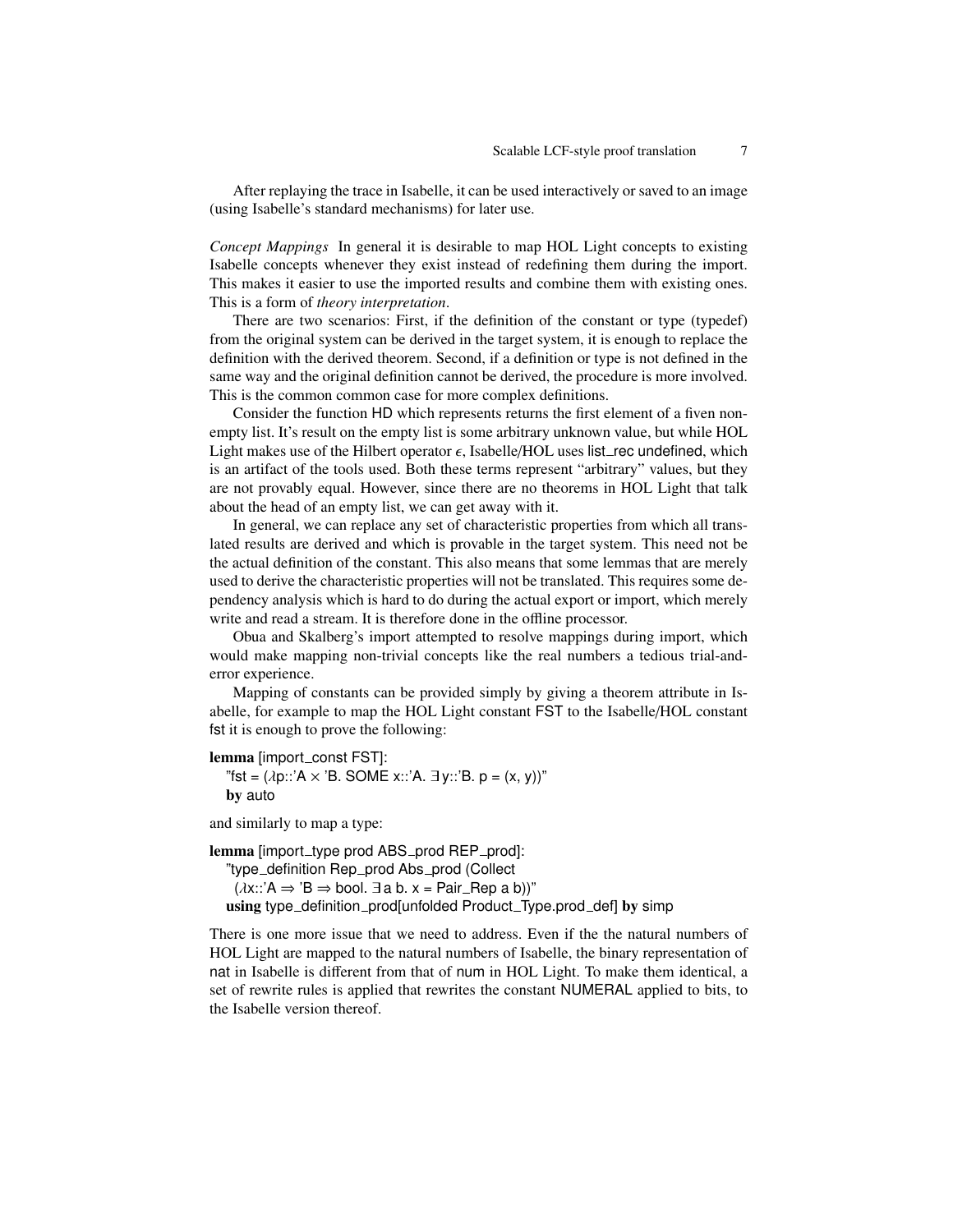After replaying the trace in Isabelle, it can be used interactively or saved to an image (using Isabelle's standard mechanisms) for later use.

*Concept Mappings* In general it is desirable to map HOL Light concepts to existing Isabelle concepts whenever they exist instead of redefining them during the import. This makes it easier to use the imported results and combine them with existing ones. This is a form of *theory interpretation*.

There are two scenarios: First, if the definition of the constant or type (typedef) from the original system can be derived in the target system, it is enough to replace the definition with the derived theorem. Second, if a definition or type is not defined in the same way and the original definition cannot be derived, the procedure is more involved. This is the common common case for more complex definitions.

Consider the function HD which represents returns the first element of a fiven non-empty list. It's result on the empty list is some arbitrary unknown value, but while HOL Light makes use of the Hilbert operator $\epsilon$, Isabelle/HOL uses list_rec undefined, which is an artifact of the tools used. Both these terms represent "arbitrary" values, but they are not provably equal. However, since there are no theorems in HOL Light that talk about the head of an empty list, we can get away with it.

In general, we can replace any set of characteristic properties from which all translated results are derived and which is provable in the target system. This need not be the actual definition of the constant. This also means that some lemmas that are merely used to derive the characteristic properties will not be translated. This requires some dependency analysis which is hard to do during the actual export or import, which merely write and read a stream. It is therefore done in the offline processor.

Obua and Skalberg's import attempted to resolve mappings during import, which would make mapping non-trivial concepts like the real numbers a tedious trial-and-error experience.

Mapping of constants can be provided simply by giving a theorem attribute in Isabelle, for example to map the HOL Light constant FST to the Isabelle/HOL constant fst it is enough to prove the following:

```
lemma [import_const FST]:
  "fst = (λp::'A × 'B. SOME x::'A. ∃y::'B. p = (x, y))"
  by auto
```

and similarly to map a type:

```
lemma [import_type prod ABS_prod REP_prod]:
  "type_definition Rep_prod Abs_prod (Collect
   (λx::'A ⇒ 'B ⇒ bool. ∃a b. x = Pair_Rep a b))"
  using type_definition_prod[unfolded Product_Type.prod_def] by simp
```

There is one more issue that we need to address. Even if the the natural numbers of HOL Light are mapped to the natural numbers of Isabelle, the binary representation of nat in Isabelle is different from that of num in HOL Light. To make them identical, a set of rewrite rules is applied that rewrites the constant NUMERAL applied to bits, to the Isabelle version thereof.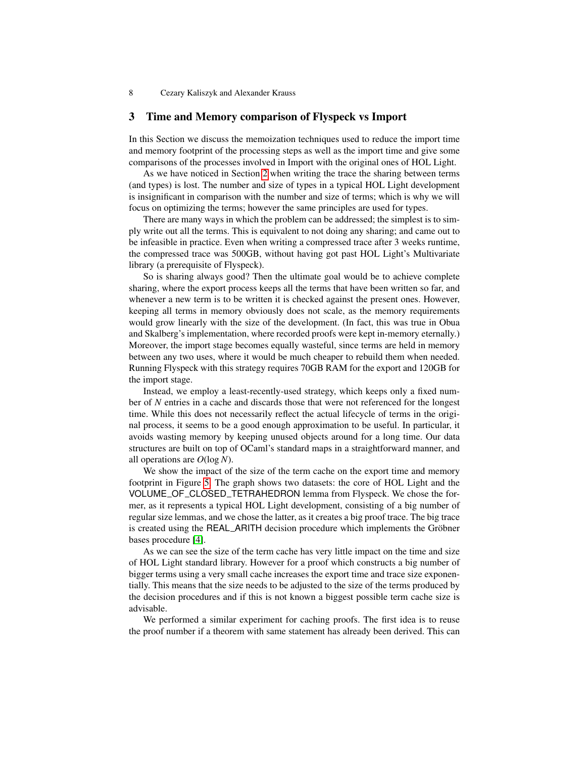## 3 Time and Memory comparison of Flyspeck vs Import

In this Section we discuss the memoization techniques used to reduce the import time and memory footprint of the processing steps as well as the import time and give some comparisons of the processes involved in Import with the original ones of HOL Light.

As we have noticed in Section 2 when writing the trace the sharing between terms (and types) is lost. The number and size of types in a typical HOL Light development is insignificant in comparison with the number and size of terms; which is why we will focus on optimizing the terms; however the same principles are used for types.

There are many ways in which the problem can be addressed; the simplest is to simply write out all the terms. This is equivalent to not doing any sharing; and came out to be infeasible in practice. Even when writing a compressed trace after 3 weeks runtime, the compressed trace was 500GB, without having got past HOL Light's Multivariate library (a prerequisite of Flyspeck).

So is sharing always good? Then the ultimate goal would be to achieve complete sharing, where the export process keeps all the terms that have been written so far, and whenever a new term is to be written it is checked against the present ones. However, keeping all terms in memory obviously does not scale, as the memory requirements would grow linearly with the size of the development. (In fact, this was true in Obua and Skalberg's implementation, where recorded proofs were kept in-memory eternally.) Moreover, the import stage becomes equally wasteful, since terms are held in memory between any two uses, where it would be much cheaper to rebuild them when needed. Running Flyspeck with this strategy requires 70GB RAM for the export and 120GB for the import stage.

Instead, we employ a least-recently-used strategy, which keeps only a fixed number of $N$ entries in a cache and discards those that were not referenced for the longest time. While this does not necessarily reflect the actual lifecycle of terms in the original process, it seems to be a good enough approximation to be useful. In particular, it avoids wasting memory by keeping unused objects around for a long time. Our data structures are built on top of OCaml's standard maps in a straightforward manner, and all operations are $O(\log N)$.

We show the impact of the size of the term cache on the export time and memory footprint in Figure 5. The graph shows two datasets: the core of HOL Light and the VOLUME_OF_CLOSED_TETRAHEDRON lemma from Flyspeck. We chose the former, as it represents a typical HOL Light development, consisting of a big number of regular size lemmas, and we chose the latter, as it creates a big proof trace. The big trace is created using the REAL_ARITH decision procedure which implements the Gröbner bases procedure [4].

As we can see the size of the term cache has very little impact on the time and size of HOL Light standard library. However for a proof which constructs a big number of bigger terms using a very small cache increases the export time and trace size exponentially. This means that the size needs to be adjusted to the size of the terms produced by the decision procedures and if this is not known a biggest possible term cache size is advisable.

We performed a similar experiment for caching proofs. The first idea is to reuse the proof number if a theorem with same statement has already been derived. This can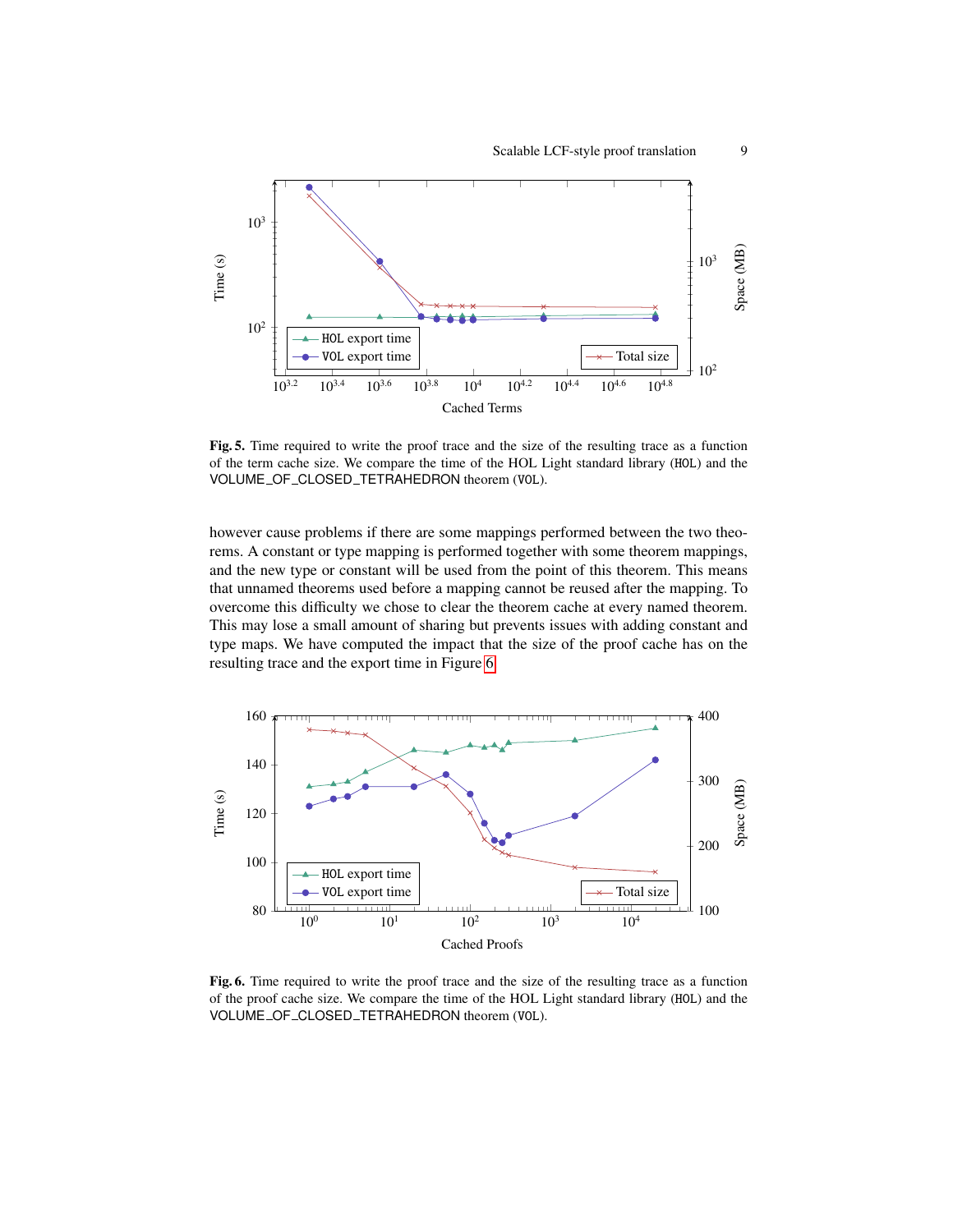**Fig. 5.** Time required to write the proof trace and the size of the resulting trace as a function of the term cache size. We compare the time of the HOL Light standard library (HOL) and the VOLUME_OF_CLOSED_TETRAHEDRON theorem (VOL).

however cause problems if there are some mappings performed between the two theorems. A constant or type mapping is performed together with some theorem mappings, and the new type or constant will be used from the point of this theorem. This means that unnamed theorems used before a mapping cannot be reused after the mapping. To overcome this difficulty we chose to clear the theorem cache at every named theorem. This may lose a small amount of sharing but prevents issues with adding constant and type maps. We have computed the impact that the size of the proof cache has on the resulting trace and the export time in Figure 6.

**Fig. 6.** Time required to write the proof trace and the size of the resulting trace as a function of the proof cache size. We compare the time of the HOL Light standard library (HOL) and the VOLUME_OF_CLOSED_TETRAHEDRON theorem (VOL).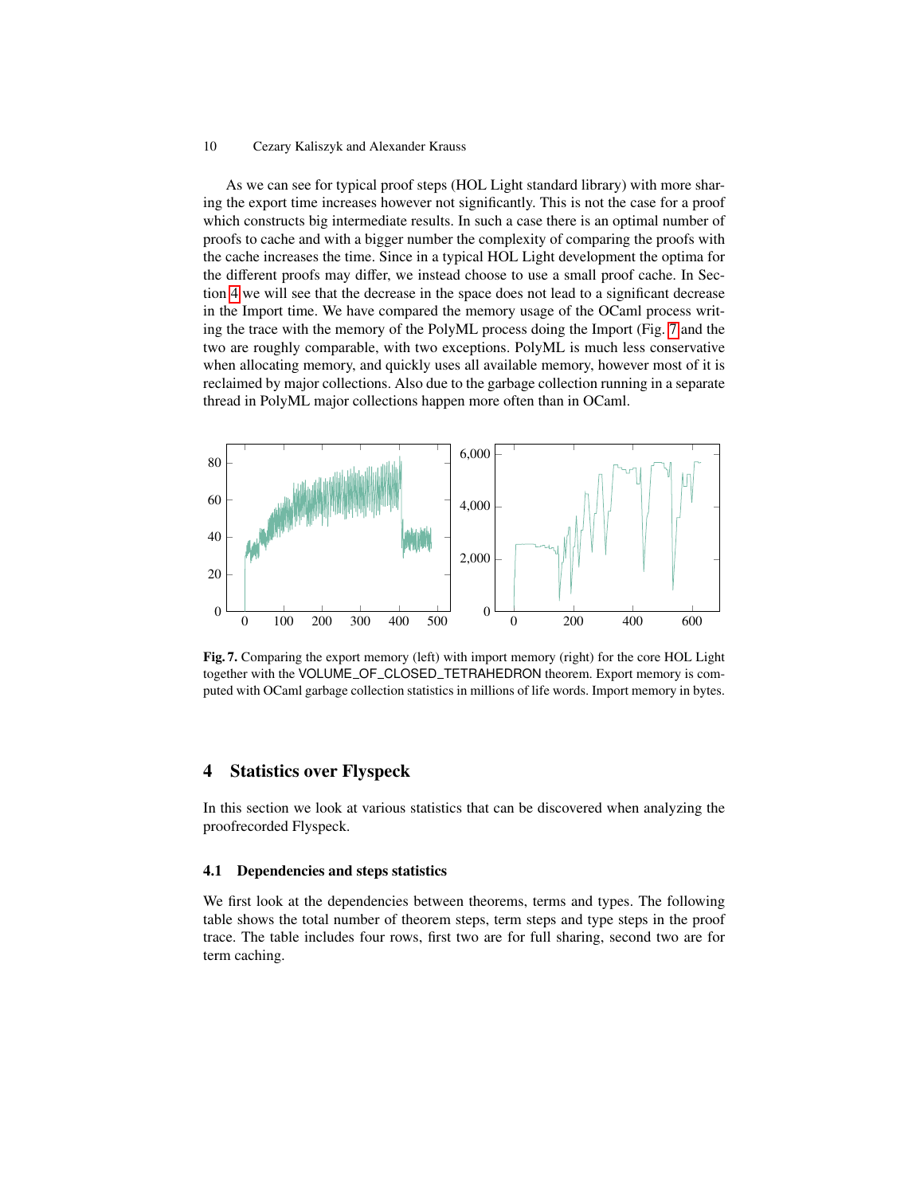As we can see for typical proof steps (HOL Light standard library) with more sharing the export time increases however not significantly. This is not the case for a proof which constructs big intermediate results. In such a case there is an optimal number of proofs to cache and with a bigger number the complexity of comparing the proofs with the cache increases the time. Since in a typical HOL Light development the optima for the different proofs may differ, we instead choose to use a small proof cache. In Section 4 we will see that the decrease in the space does not lead to a significant decrease in the Import time. We have compared the memory usage of the OCaml process writing the trace with the memory of the PolyML process doing the Import (Fig. 7 and the two are roughly comparable, with two exceptions. PolyML is much less conservative when allocating memory, and quickly uses all available memory, however most of it is reclaimed by major collections. Also due to the garbage collection running in a separate thread in PolyML major collections happen more often than in OCaml.

**Fig. 7.** Comparing the export memory (left) with import memory (right) for the core HOL Light together with the VOLUME_OF_CLOSED_TETRAHEDRON theorem. Export memory is computed with OCaml garbage collection statistics in millions of life words. Import memory in bytes.

## 4 Statistics over Flyspeck

In this section we look at various statistics that can be discovered when analyzing the proofrecorded Flyspeck.

### 4.1 Dependencies and steps statistics

We first look at the dependencies between theorems, terms and types. The following table shows the total number of theorem steps, term steps and type steps in the proof trace. The table includes four rows, first two are for full sharing, second two are for term caching.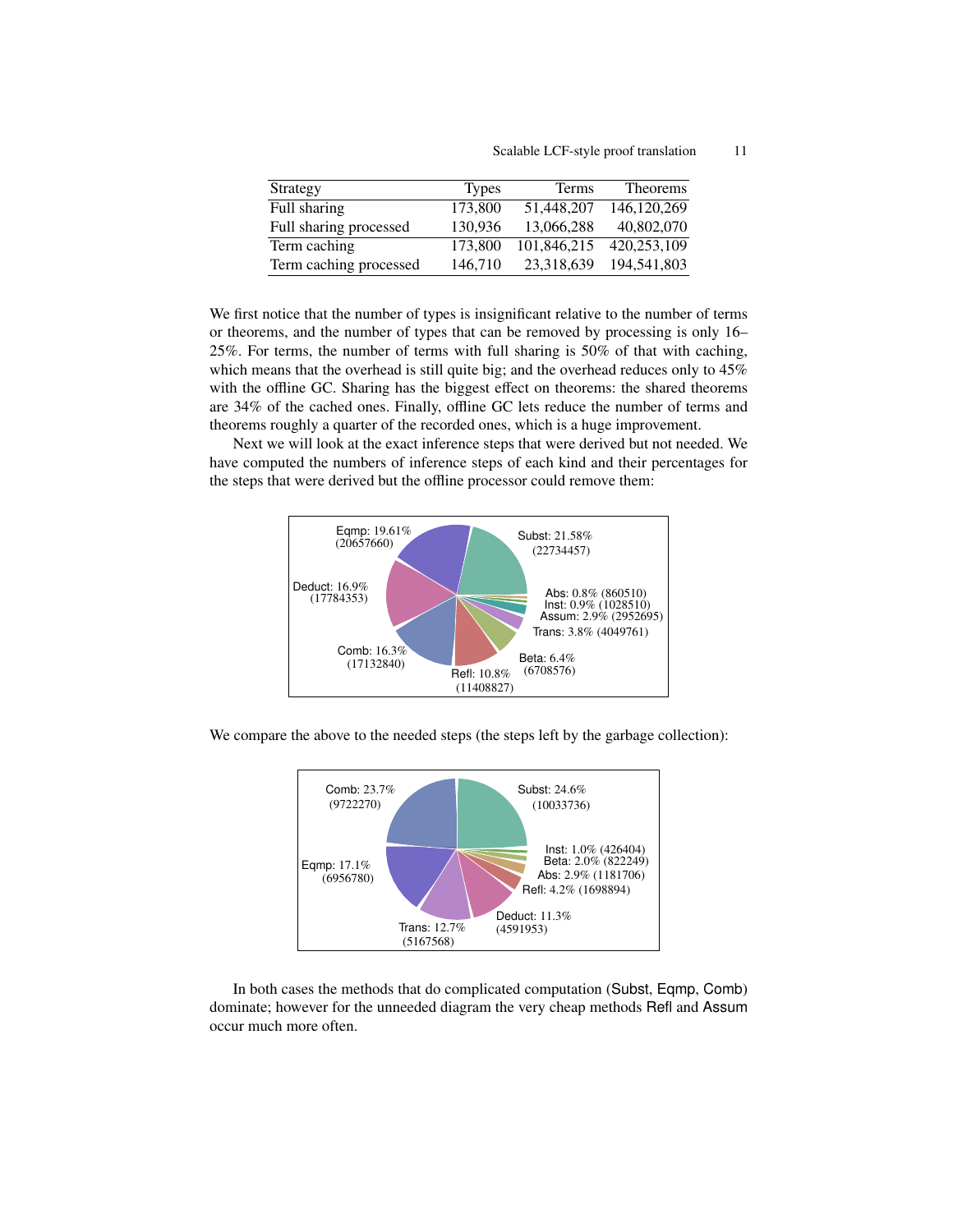| Strategy | Types | Terms | Theorems |
|---|---|---|---|
| Full sharing | 173,800 | 51,448,207 | 146,120,269 |
| Full sharing processed | 130,936 | 13,066,288 | 40,802,070 |
| Term caching | 173,800 | 101,846,215 | 420,253,109 |
| Term caching processed | 146,710 | 23,318,639 | 194,541,803 |

We first notice that the number of types is insignificant relative to the number of terms or theorems, and the number of types that can be removed by processing is only 16–25%. For terms, the number of terms with full sharing is 50% of that with caching, which means that the overhead is still quite big; and the overhead reduces only to 45% with the offline GC. Sharing has the biggest effect on theorems: the shared theorems are 34% of the cached ones. Finally, offline GC lets reduce the number of terms and theorems roughly a quarter of the recorded ones, which is a huge improvement.

Next we will look at the exact inference steps that were derived but not needed. We have computed the numbers of inference steps of each kind and their percentages for the steps that were derived but the offline processor could remove them:

Subst: 21.58% (22734457)
Eqmp: 19.61% (20657660)
Deduct: 16.9% (17784353)
Comb: 16.3% (17132840)
Refl: 10.8% (11408827)
Beta: 6.4% (6708576)
Trans: 3.8% (4049761)
Assum: 2.9% (2952695)
Inst: 0.9% (1028510)
Abs: 0.8% (860510)

We compare the above to the needed steps (the steps left by the garbage collection):

Subst: 24.6% (10033736)
Comb: 23.7% (9722270)
Eqmp: 17.1% (6956780)
Trans: 12.7% (5167568)
Deduct: 11.3% (4591953)
Refl: 4.2% (1698894)
Abs: 2.9% (1181706)
Beta: 2.0% (822249)
Inst: 1.0% (426404)

In both cases the methods that do complicated computation (Subst, Eqmp, Comb) dominate; however for the unneeded diagram the very cheap methods Refl and Assum occur much more often.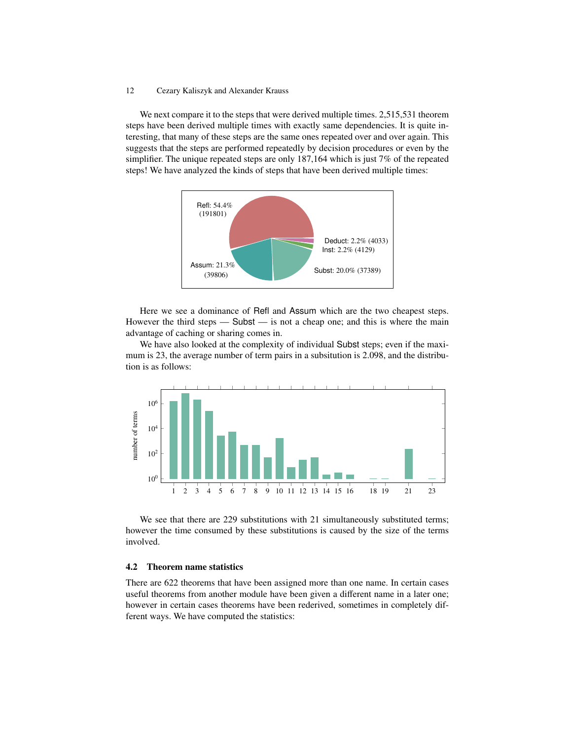We next compare it to the steps that were derived multiple times. 2,515,531 theorem steps have been derived multiple times with exactly same dependencies. It is quite interesting, that many of these steps are the same ones repeated over and over again. This suggests that the steps are performed repeatedly by decision procedures or even by the simplifier. The unique repeated steps are only 187,164 which is just 7% of the repeated steps! We have analyzed the kinds of steps that have been derived multiple times:

Here we see a dominance of Refl and Assum which are the two cheapest steps. However the third steps — Subst — is not a cheap one; and this is where the main advantage of caching or sharing comes in.

We have also looked at the complexity of individual Subst steps; even if the maximum is 23, the average number of term pairs in a subsitution is 2.098, and the distribution is as follows:

We see that there are 229 substitutions with 21 simultaneously substituted terms; however the time consumed by these substitutions is caused by the size of the terms involved.

### 4.2 Theorem name statistics

There are 622 theorems that have been assigned more than one name. In certain cases useful theorems from another module have been given a different name in a later one; however in certain cases theorems have been rederived, sometimes in completely different ways. We have computed the statistics: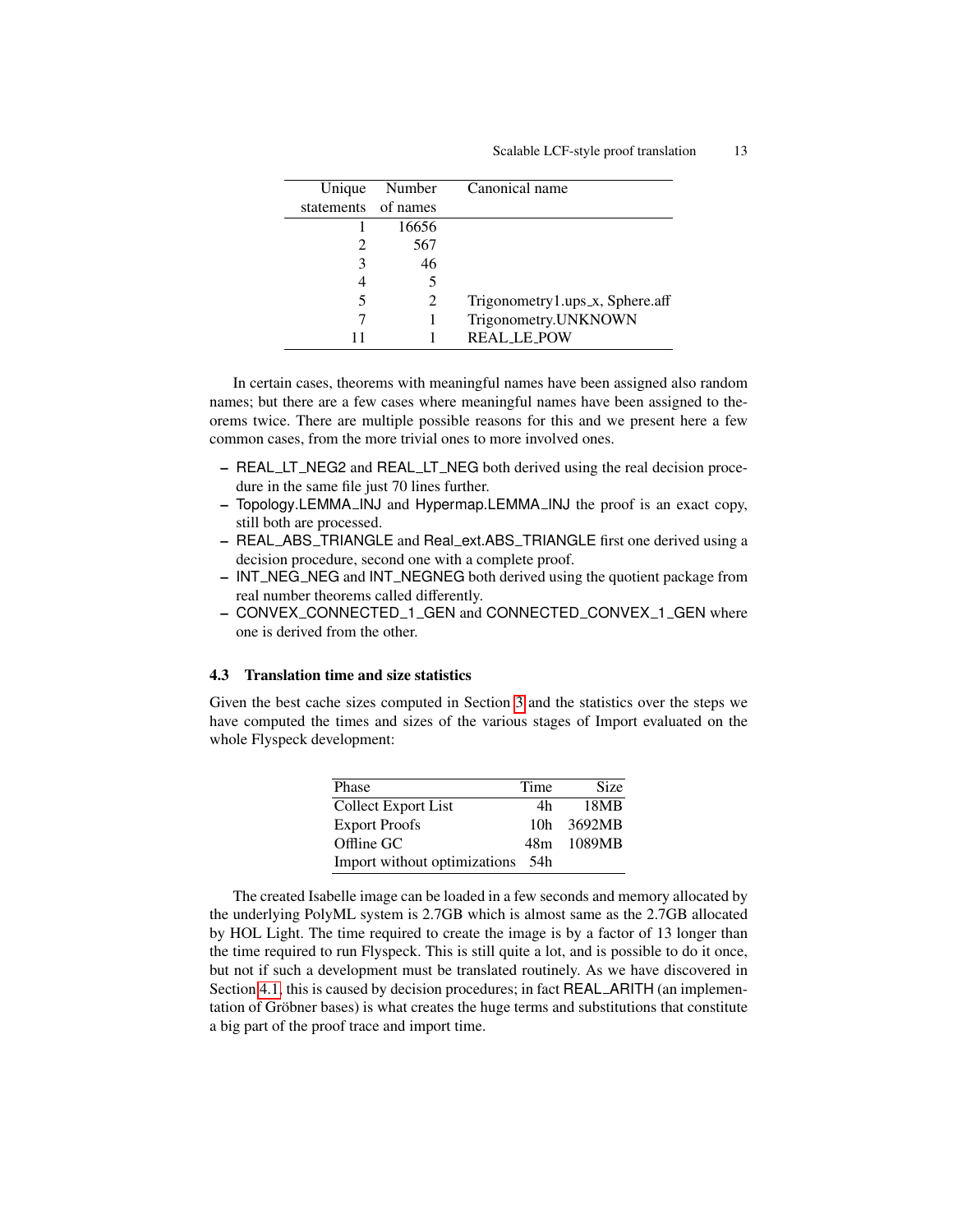| Unique statements | Number of names | Canonical name |
|---|---|---|
| 1 | 16656 | |
| 2 | 567 | |
| 3 | 46 | |
| 4 | 5 | |
| 5 | 2 | Trigonometry1.ups_x, Sphere.aff |
| 7 | 1 | Trigonometry.UNKNOWN |
| 11 | 1 | REAL_LE_POW |

In certain cases, theorems with meaningful names have been assigned also random names; but there are a few cases where meaningful names have been assigned to theorems twice. There are multiple possible reasons for this and we present here a few common cases, from the more trivial ones to more involved ones.

- REAL_LT_NEG2 and REAL_LT_NEG both derived using the real decision procedure in the same file just 70 lines further.
- Topology.LEMMA_INJ and Hypermap.LEMMA_INJ the proof is an exact copy, still both are processed.
- REAL_ABS_TRIANGLE and Real_ext.ABS_TRIANGLE first one derived using a decision procedure, second one with a complete proof.
- INT_NEG_NEG and INT_NEGNEG both derived using the quotient package from real number theorems called differently.
- CONVEX_CONNECTED_1_GEN and CONNECTED_CONVEX_1_GEN where one is derived from the other.

### 4.3 Translation time and size statistics

Given the best cache sizes computed in Section 3 and the statistics over the steps we have computed the times and sizes of the various stages of Import evaluated on the whole Flyspeck development:

| Phase | Time | Size |
|---|---|---|
| Collect Export List | 4h | 18MB |
| Export Proofs | 10h | 3692MB |
| Offline GC | 48m | 1089MB |
| Import without optimizations | 54h | |

The created Isabelle image can be loaded in a few seconds and memory allocated by the underlying PolyML system is 2.7GB which is almost same as the 2.7GB allocated by HOL Light. The time required to create the image is by a factor of 13 longer than the time required to run Flyspeck. This is still quite a lot, and is possible to do it once, but not if such a development must be translated routinely. As we have discovered in Section 4.1, this is caused by decision procedures; in fact REAL_ARITH (an implementation of Gröbner bases) is what creates the huge terms and substitutions that constitute a big part of the proof trace and import time.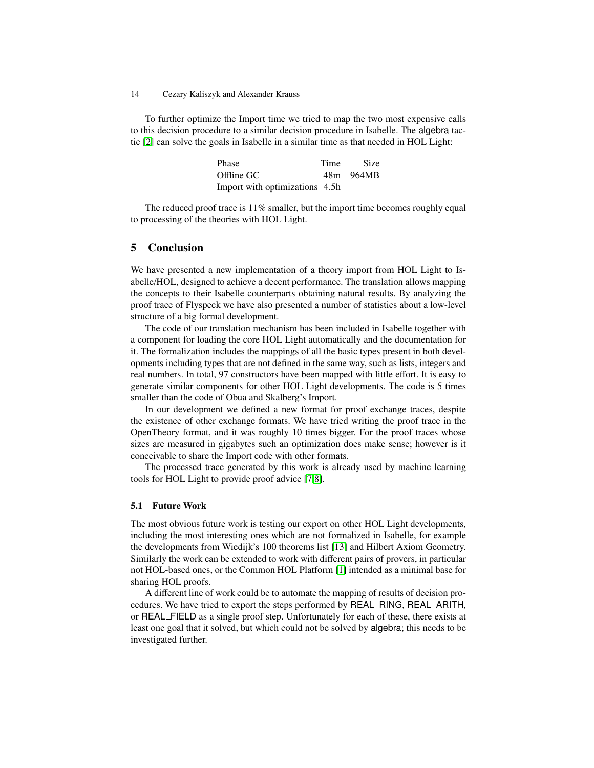To further optimize the Import time we tried to map the two most expensive calls to this decision procedure to a similar decision procedure in Isabelle. The algebra tactic [2] can solve the goals in Isabelle in a similar time as that needed in HOL Light:

| Phase | Time | Size |
|---|---|---|
| Offline GC | 48m | 964MB |
| Import with optimizations | 4.5h | |

The reduced proof trace is 11% smaller, but the import time becomes roughly equal to processing of the theories with HOL Light.

## 5 Conclusion

We have presented a new implementation of a theory import from HOL Light to Isabelle/HOL, designed to achieve a decent performance. The translation allows mapping the concepts to their Isabelle counterparts obtaining natural results. By analyzing the proof trace of Flyspeck we have also presented a number of statistics about a low-level structure of a big formal development.

The code of our translation mechanism has been included in Isabelle together with a component for loading the core HOL Light automatically and the documentation for it. The formalization includes the mappings of all the basic types present in both developments including types that are not defined in the same way, such as lists, integers and real numbers. In total, 97 constructors have been mapped with little effort. It is easy to generate similar components for other HOL Light developments. The code is 5 times smaller than the code of Obua and Skalberg's Import.

In our development we defined a new format for proof exchange traces, despite the existence of other exchange formats. We have tried writing the proof trace in the OpenTheory format, and it was roughly 10 times bigger. For the proof traces whose sizes are measured in gigabytes such an optimization does make sense; however is it conceivable to share the Import code with other formats.

The processed trace generated by this work is already used by machine learning tools for HOL Light to provide proof advice [7,8].

### 5.1 Future Work

The most obvious future work is testing our export on other HOL Light developments, including the most interesting ones which are not formalized in Isabelle, for example the developments from Wiedijk's 100 theorems list [13] and Hilbert Axiom Geometry. Similarly the work can be extended to work with different pairs of provers, in particular not HOL-based ones, or the Common HOL Platform [1] intended as a minimal base for sharing HOL proofs.

A different line of work could be to automate the mapping of results of decision procedures. We have tried to export the steps performed by REAL_RING, REAL_ARITH, or REAL_FIELD as a single proof step. Unfortunately for each of these, there exists at least one goal that it solved, but which could not be solved by algebra; this needs to be investigated further.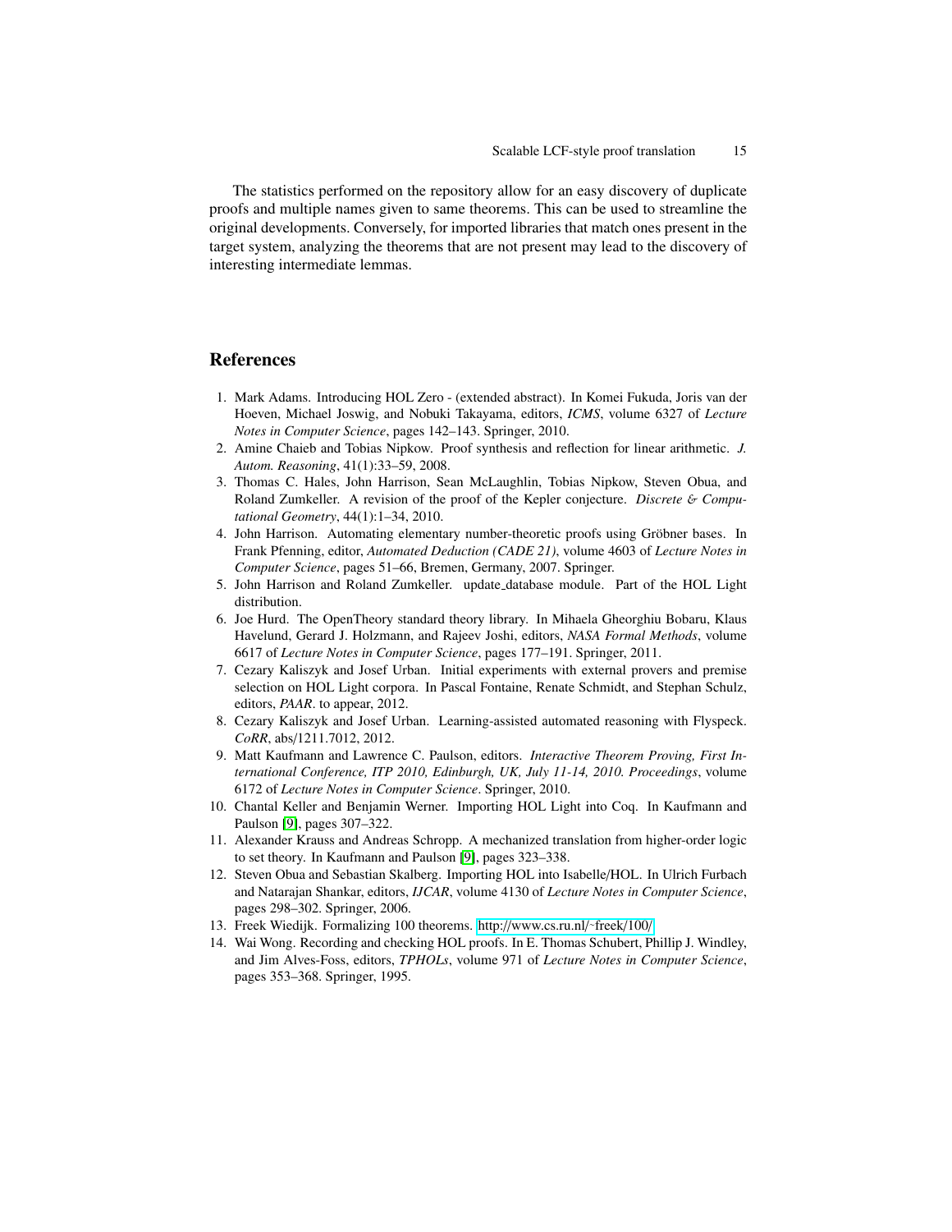The statistics performed on the repository allow for an easy discovery of duplicate proofs and multiple names given to same theorems. This can be used to streamline the original developments. Conversely, for imported libraries that match ones present in the target system, analyzing the theorems that are not present may lead to the discovery of interesting intermediate lemmas.

## References

1. Mark Adams. Introducing HOL Zero - (extended abstract). In Komei Fukuda, Joris van der Hoeven, Michael Joswig, and Nobuki Takayama, editors, *ICMS*, volume 6327 of *Lecture Notes in Computer Science*, pages 142–143. Springer, 2010.
2. Amine Chaieb and Tobias Nipkow. Proof synthesis and reflection for linear arithmetic. *J. Autom. Reasoning*, 41(1):33–59, 2008.
3. Thomas C. Hales, John Harrison, Sean McLaughlin, Tobias Nipkow, Steven Obua, and Roland Zumkeller. A revision of the proof of the Kepler conjecture. *Discrete & Computational Geometry*, 44(1):1–34, 2010.
4. John Harrison. Automating elementary number-theoretic proofs using Gröbner bases. In Frank Pfenning, editor, *Automated Deduction (CADE 21)*, volume 4603 of *Lecture Notes in Computer Science*, pages 51–66, Bremen, Germany, 2007. Springer.
5. John Harrison and Roland Zumkeller. update_database module. Part of the HOL Light distribution.
6. Joe Hurd. The OpenTheory standard theory library. In Mihaela Gheorghiu Bobaru, Klaus Havelund, Gerard J. Holzmann, and Rajeev Joshi, editors, *NASA Formal Methods*, volume 6617 of *Lecture Notes in Computer Science*, pages 177–191. Springer, 2011.
7. Cezary Kaliszyk and Josef Urban. Initial experiments with external provers and premise selection on HOL Light corpora. In Pascal Fontaine, Renate Schmidt, and Stephan Schulz, editors, *PAAR*. to appear, 2012.
8. Cezary Kaliszyk and Josef Urban. Learning-assisted automated reasoning with Flyspeck. *CoRR*, abs/1211.7012, 2012.
9. Matt Kaufmann and Lawrence C. Paulson, editors. *Interactive Theorem Proving, First International Conference, ITP 2010, Edinburgh, UK, July 11-14, 2010. Proceedings*, volume 6172 of *Lecture Notes in Computer Science*. Springer, 2010.
10. Chantal Keller and Benjamin Werner. Importing HOL Light into Coq. In Kaufmann and Paulson [9], pages 307–322.
11. Alexander Krauss and Andreas Schropp. A mechanized translation from higher-order logic to set theory. In Kaufmann and Paulson [9], pages 323–338.
12. Steven Obua and Sebastian Skalberg. Importing HOL into Isabelle/HOL. In Ulrich Furbach and Natarajan Shankar, editors, *IJCAR*, volume 4130 of *Lecture Notes in Computer Science*, pages 298–302. Springer, 2006.
13. Freek Wiedijk. Formalizing 100 theorems. http://www.cs.ru.nl/~freek/100/
14. Wai Wong. Recording and checking HOL proofs. In E. Thomas Schubert, Phillip J. Windley, and Jim Alves-Foss, editors, *TPHOLs*, volume 971 of *Lecture Notes in Computer Science*, pages 353–368. Springer, 1995.